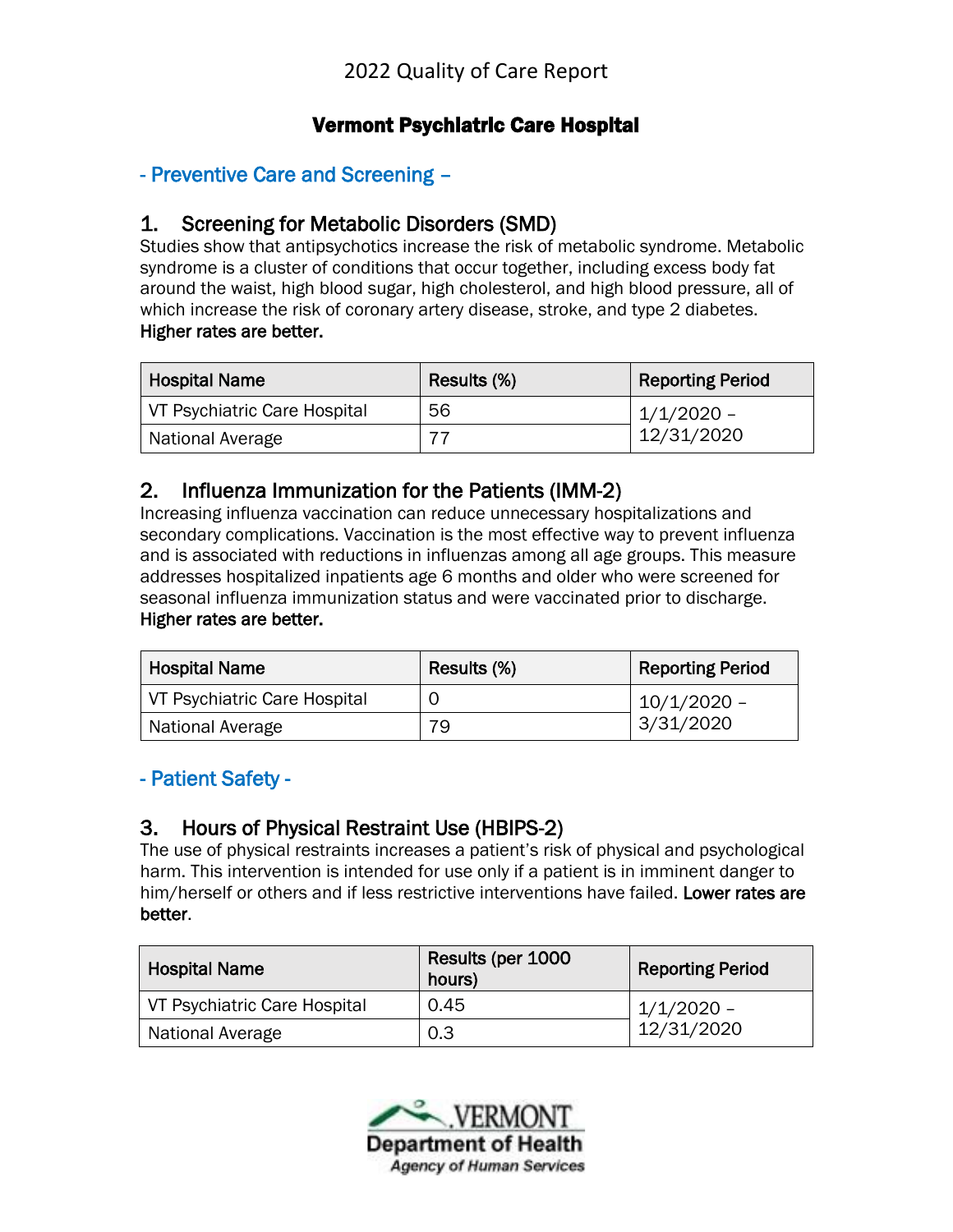2022 Quality of Care Report

# Vermont Psychiatric Care Hospital

## - Preventive Care and Screening –

### 1. Screening for Metabolic Disorders (SMD)

Studies show that antipsychotics increase the risk of metabolic syndrome. Metabolic syndrome is a cluster of conditions that occur together, including excess body fat around the waist, high blood sugar, high cholesterol, and high blood pressure, all of which increase the risk of coronary artery disease, stroke, and type 2 diabetes. **Higher rates are better.**

| Hospital Name | Results (%) | Reporting Period |
|---|---|---|
| VT Psychiatric Care Hospital | 56 | 1/1/2020 – 12/31/2020 |
| National Average | 77 | |

### 2. Influenza Immunization for the Patients (IMM-2)

Increasing influenza vaccination can reduce unnecessary hospitalizations and secondary complications. Vaccination is the most effective way to prevent influenza and is associated with reductions in influenzas among all age groups. This measure addresses hospitalized inpatients age 6 months and older who were screened for seasonal influenza immunization status and were vaccinated prior to discharge. **Higher rates are better.**

| Hospital Name | Results (%) | Reporting Period |
|---|---|---|
| VT Psychiatric Care Hospital | 0 | 10/1/2020 – 3/31/2020 |
| National Average | 79 | |

## - Patient Safety -

### 3. Hours of Physical Restraint Use (HBIPS-2)

The use of physical restraints increases a patient's risk of physical and psychological harm. This intervention is intended for use only if a patient is in imminent danger to him/herself or others and if less restrictive interventions have failed. **Lower rates are better**.

| Hospital Name | Results (per 1000 hours) | Reporting Period |
|---|---|---|
| VT Psychiatric Care Hospital | 0.45 | 1/1/2020 – 12/31/2020 |
| National Average | 0.3 | |

VERMONT Department of Health
*Agency of Human Services*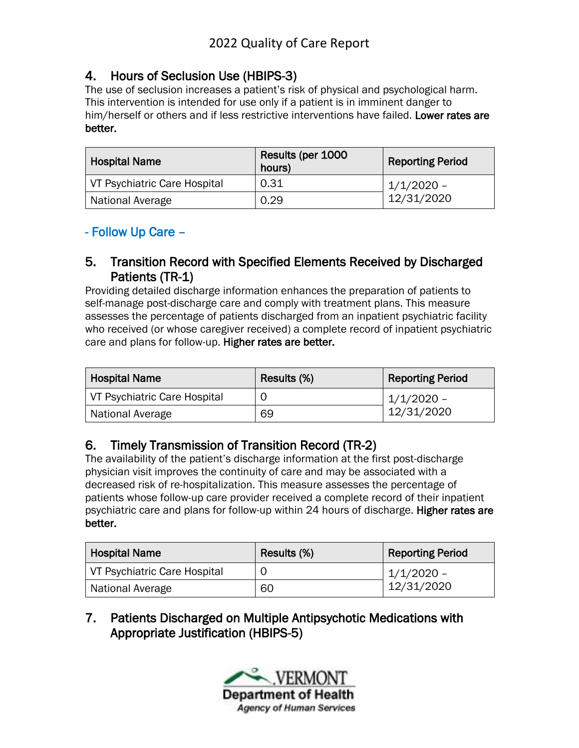## 4. Hours of Seclusion Use (HBIPS-3)

The use of seclusion increases a patient's risk of physical and psychological harm. This intervention is intended for use only if a patient is in imminent danger to him/herself or others and if less restrictive interventions have failed. **Lower rates are better.**

| Hospital Name | Results (per 1000 hours) | Reporting Period |
|---|---|---|
| VT Psychiatric Care Hospital | 0.31 | 1/1/2020 – 12/31/2020 |
| National Average | 0.29 | |

### - Follow Up Care –

## 5. Transition Record with Specified Elements Received by Discharged Patients (TR-1)

Providing detailed discharge information enhances the preparation of patients to self-manage post-discharge care and comply with treatment plans. This measure assesses the percentage of patients discharged from an inpatient psychiatric facility who received (or whose caregiver received) a complete record of inpatient psychiatric care and plans for follow-up. **Higher rates are better.**

| Hospital Name | Results (%) | Reporting Period |
|---|---|---|
| VT Psychiatric Care Hospital | 0 | 1/1/2020 – 12/31/2020 |
| National Average | 69 | |

## 6. Timely Transmission of Transition Record (TR-2)

The availability of the patient's discharge information at the first post-discharge physician visit improves the continuity of care and may be associated with a decreased risk of re-hospitalization. This measure assesses the percentage of patients whose follow-up care provider received a complete record of their inpatient psychiatric care and plans for follow-up within 24 hours of discharge. **Higher rates are better.**

| Hospital Name | Results (%) | Reporting Period |
|---|---|---|
| VT Psychiatric Care Hospital | 0 | 1/1/2020 – 12/31/2020 |
| National Average | 60 | |

## 7. Patients Discharged on Multiple Antipsychotic Medications with Appropriate Justification (HBIPS-5)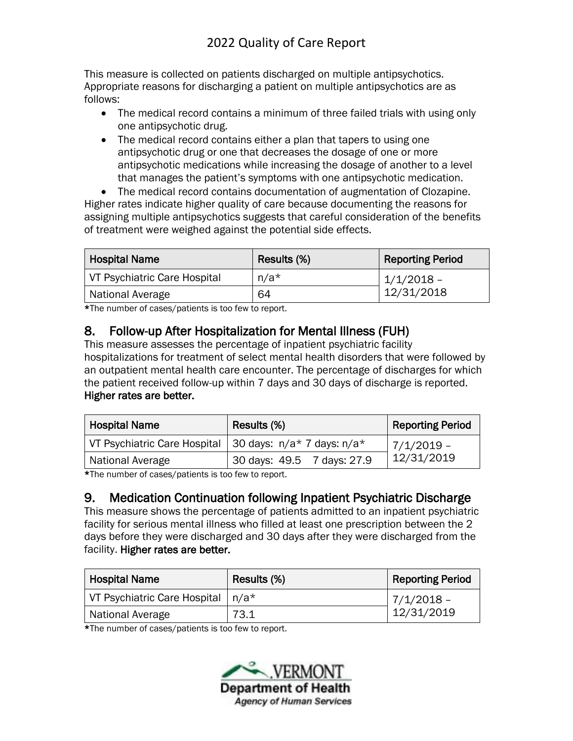This measure is collected on patients discharged on multiple antipsychotics. Appropriate reasons for discharging a patient on multiple antipsychotics are as follows:

- The medical record contains a minimum of three failed trials with using only one antipsychotic drug.
- The medical record contains either a plan that tapers to using one antipsychotic drug or one that decreases the dosage of one or more antipsychotic medications while increasing the dosage of another to a level that manages the patient's symptoms with one antipsychotic medication.
- The medical record contains documentation of augmentation of Clozapine.

Higher rates indicate higher quality of care because documenting the reasons for assigning multiple antipsychotics suggests that careful consideration of the benefits of treatment were weighed against the potential side effects.

| Hospital Name | Results (%) | Reporting Period |
|---|---|---|
| VT Psychiatric Care Hospital | n/a* | 1/1/2018 – 12/31/2018 |
| National Average | 64 | |

*The number of cases/patients is too few to report.

## 8. Follow-up After Hospitalization for Mental Illness (FUH)

This measure assesses the percentage of inpatient psychiatric facility hospitalizations for treatment of select mental health disorders that were followed by an outpatient mental health care encounter. The percentage of discharges for which the patient received follow-up within 7 days and 30 days of discharge is reported. **Higher rates are better.**

| Hospital Name | Results (%) | Reporting Period |
|---|---|---|
| VT Psychiatric Care Hospital | 30 days: n/a* 7 days: n/a* | 7/1/2019 – 12/31/2019 |
| National Average | 30 days: 49.5 7 days: 27.9 | |

*The number of cases/patients is too few to report.

## 9. Medication Continuation following Inpatient Psychiatric Discharge

This measure shows the percentage of patients admitted to an inpatient psychiatric facility for serious mental illness who filled at least one prescription between the 2 days before they were discharged and 30 days after they were discharged from the facility. **Higher rates are better.**

| Hospital Name | Results (%) | Reporting Period |
|---|---|---|
| VT Psychiatric Care Hospital | n/a* | 7/1/2018 – 12/31/2019 |
| National Average | 73.1 | |

*The number of cases/patients is too few to report.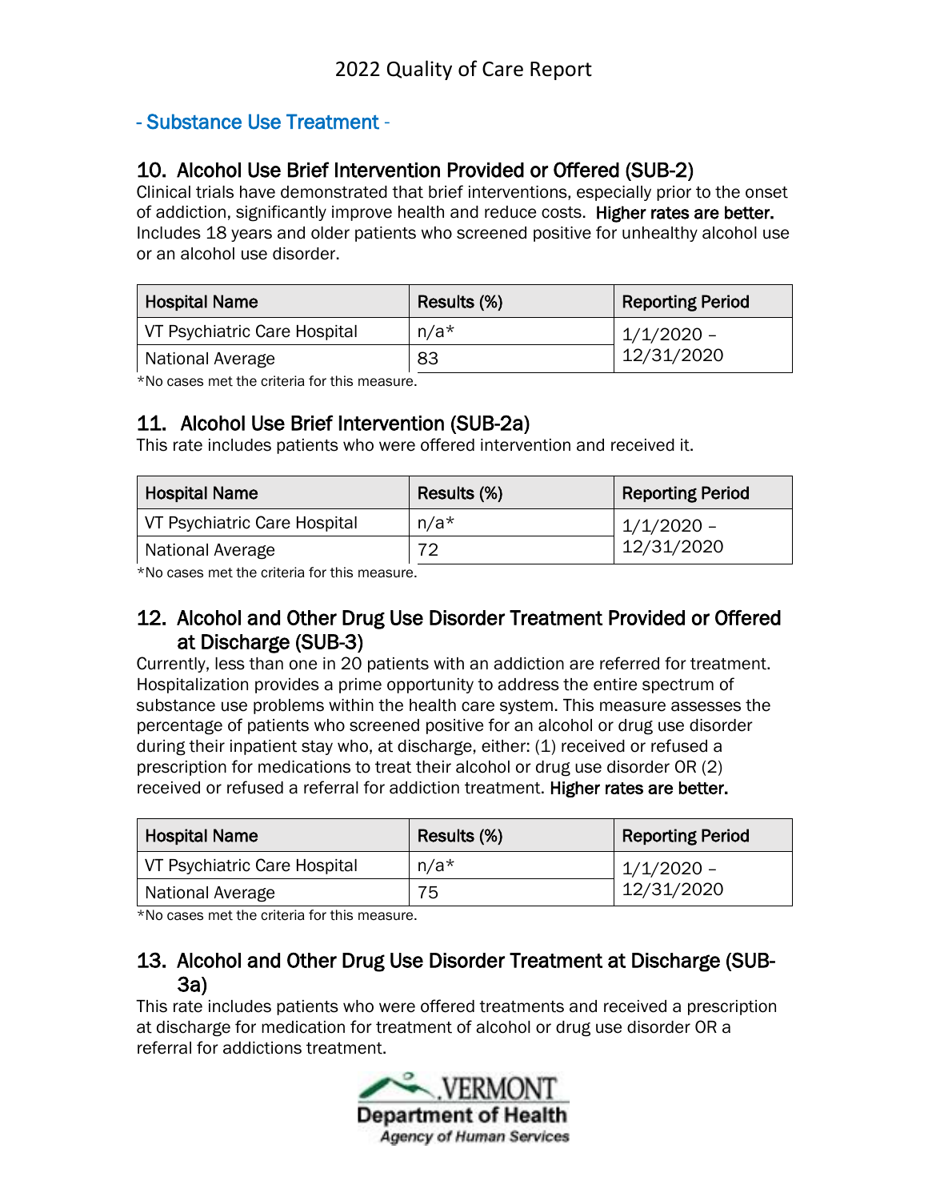- Substance Use Treatment -

## 10. Alcohol Use Brief Intervention Provided or Offered (SUB-2)

Clinical trials have demonstrated that brief interventions, especially prior to the onset of addiction, significantly improve health and reduce costs. **Higher rates are better.** Includes 18 years and older patients who screened positive for unhealthy alcohol use or an alcohol use disorder.

| Hospital Name | Results (%) | Reporting Period |
|---|---|---|
| VT Psychiatric Care Hospital | n/a* | 1/1/2020 – 12/31/2020 |
| National Average | 83 | |

*No cases met the criteria for this measure.

## 11. Alcohol Use Brief Intervention (SUB-2a)

This rate includes patients who were offered intervention and received it.

| Hospital Name | Results (%) | Reporting Period |
|---|---|---|
| VT Psychiatric Care Hospital | n/a* | 1/1/2020 – 12/31/2020 |
| National Average | 72 | |

*No cases met the criteria for this measure.

## 12. Alcohol and Other Drug Use Disorder Treatment Provided or Offered at Discharge (SUB-3)

Currently, less than one in 20 patients with an addiction are referred for treatment. Hospitalization provides a prime opportunity to address the entire spectrum of substance use problems within the health care system. This measure assesses the percentage of patients who screened positive for an alcohol or drug use disorder during their inpatient stay who, at discharge, either: (1) received or refused a prescription for medications to treat their alcohol or drug use disorder OR (2) received or refused a referral for addiction treatment. **Higher rates are better.**

| Hospital Name | Results (%) | Reporting Period |
|---|---|---|
| VT Psychiatric Care Hospital | n/a* | 1/1/2020 – 12/31/2020 |
| National Average | 75 | |

*No cases met the criteria for this measure.

## 13. Alcohol and Other Drug Use Disorder Treatment at Discharge (SUB-3a)

This rate includes patients who were offered treatments and received a prescription at discharge for medication for treatment of alcohol or drug use disorder OR a referral for addictions treatment.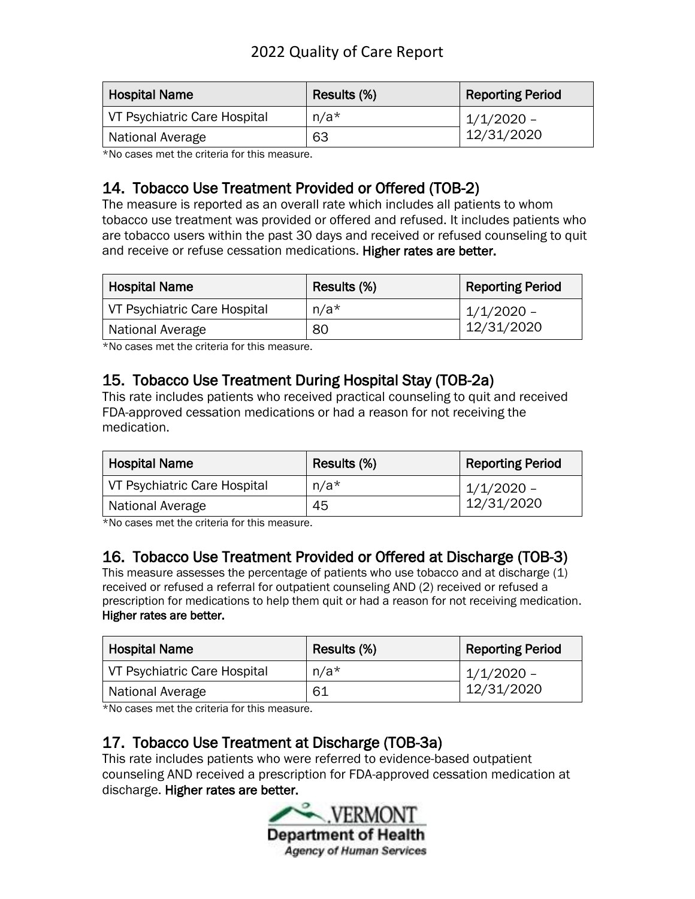| Hospital Name | Results (%) | Reporting Period |
|---|---|---|
| VT Psychiatric Care Hospital | n/a* | 1/1/2020 – 12/31/2020 |
| National Average | 63 | |

*No cases met the criteria for this measure.

## 14. Tobacco Use Treatment Provided or Offered (TOB-2)

The measure is reported as an overall rate which includes all patients to whom tobacco use treatment was provided or offered and refused. It includes patients who are tobacco users within the past 30 days and received or refused counseling to quit and receive or refuse cessation medications. **Higher rates are better.**

| Hospital Name | Results (%) | Reporting Period |
|---|---|---|
| VT Psychiatric Care Hospital | n/a* | 1/1/2020 – 12/31/2020 |
| National Average | 80 | |

*No cases met the criteria for this measure.

## 15. Tobacco Use Treatment During Hospital Stay (TOB-2a)

This rate includes patients who received practical counseling to quit and received FDA-approved cessation medications or had a reason for not receiving the medication.

| Hospital Name | Results (%) | Reporting Period |
|---|---|---|
| VT Psychiatric Care Hospital | n/a* | 1/1/2020 – 12/31/2020 |
| National Average | 45 | |

*No cases met the criteria for this measure.

## 16. Tobacco Use Treatment Provided or Offered at Discharge (TOB-3)

This measure assesses the percentage of patients who use tobacco and at discharge (1) received or refused a referral for outpatient counseling AND (2) received or refused a prescription for medications to help them quit or had a reason for not receiving medication. **Higher rates are better.**

| Hospital Name | Results (%) | Reporting Period |
|---|---|---|
| VT Psychiatric Care Hospital | n/a* | 1/1/2020 – 12/31/2020 |
| National Average | 61 | |

*No cases met the criteria for this measure.

## 17. Tobacco Use Treatment at Discharge (TOB-3a)

This rate includes patients who were referred to evidence-based outpatient counseling AND received a prescription for FDA-approved cessation medication at discharge. **Higher rates are better.**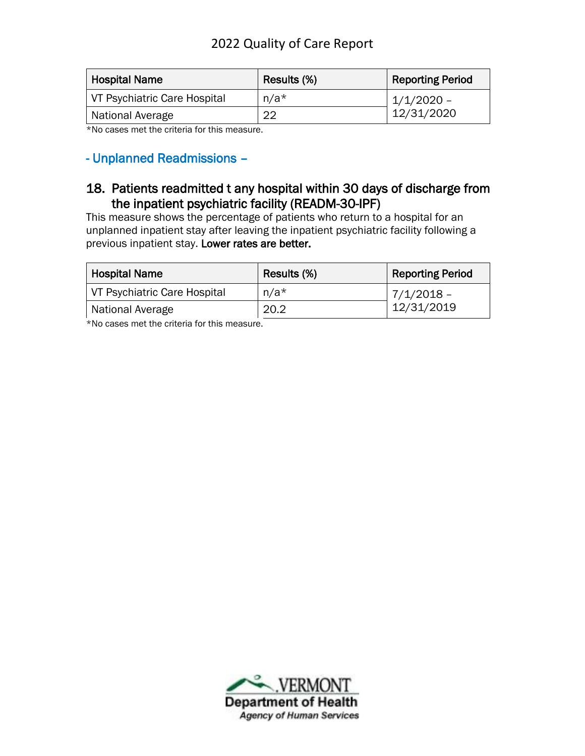| Hospital Name | Results (%) | Reporting Period |
|---|---|---|
| VT Psychiatric Care Hospital | n/a* | 1/1/2020 – 12/31/2020 |
| National Average | 22 | |

*No cases met the criteria for this measure.

## - Unplanned Readmissions –

### 18. Patients readmitted t any hospital within 30 days of discharge from the inpatient psychiatric facility (READM-30-IPF)

This measure shows the percentage of patients who return to a hospital for an unplanned inpatient stay after leaving the inpatient psychiatric facility following a previous inpatient stay. **Lower rates are better.**

| Hospital Name | Results (%) | Reporting Period |
|---|---|---|
| VT Psychiatric Care Hospital | n/a* | 7/1/2018 – 12/31/2019 |
| National Average | 20.2 | |

*No cases met the criteria for this measure.

VERMONT
Department of Health
*Agency of Human Services*